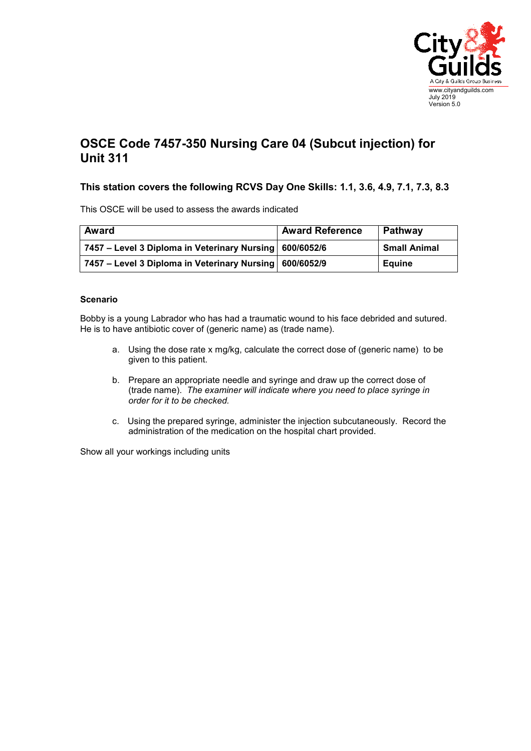www.cityandguilds.com
July 2019
Version 5.0

# OSCE Code 7457-350 Nursing Care 04 (Subcut injection) for Unit 311

### This station covers the following RCVS Day One Skills: 1.1, 3.6, 4.9, 7.1, 7.3, 8.3

This OSCE will be used to assess the awards indicated

| Award | Award Reference | Pathway |
|---|---|---|
| **7457 – Level 3 Diploma in Veterinary Nursing** | **600/6052/6** | **Small Animal** |
| **7457 – Level 3 Diploma in Veterinary Nursing** | **600/6052/9** | **Equine** |

**Scenario**

Bobby is a young Labrador who has had a traumatic wound to his face debrided and sutured. He is to have antibiotic cover of (generic name) as (trade name).

a. Using the dose rate x mg/kg, calculate the correct dose of (generic name) to be given to this patient.

b. Prepare an appropriate needle and syringe and draw up the correct dose of (trade name). *The examiner will indicate where you need to place syringe in order for it to be checked.*

c. Using the prepared syringe, administer the injection subcutaneously. Record the administration of the medication on the hospital chart provided.

Show all your workings including units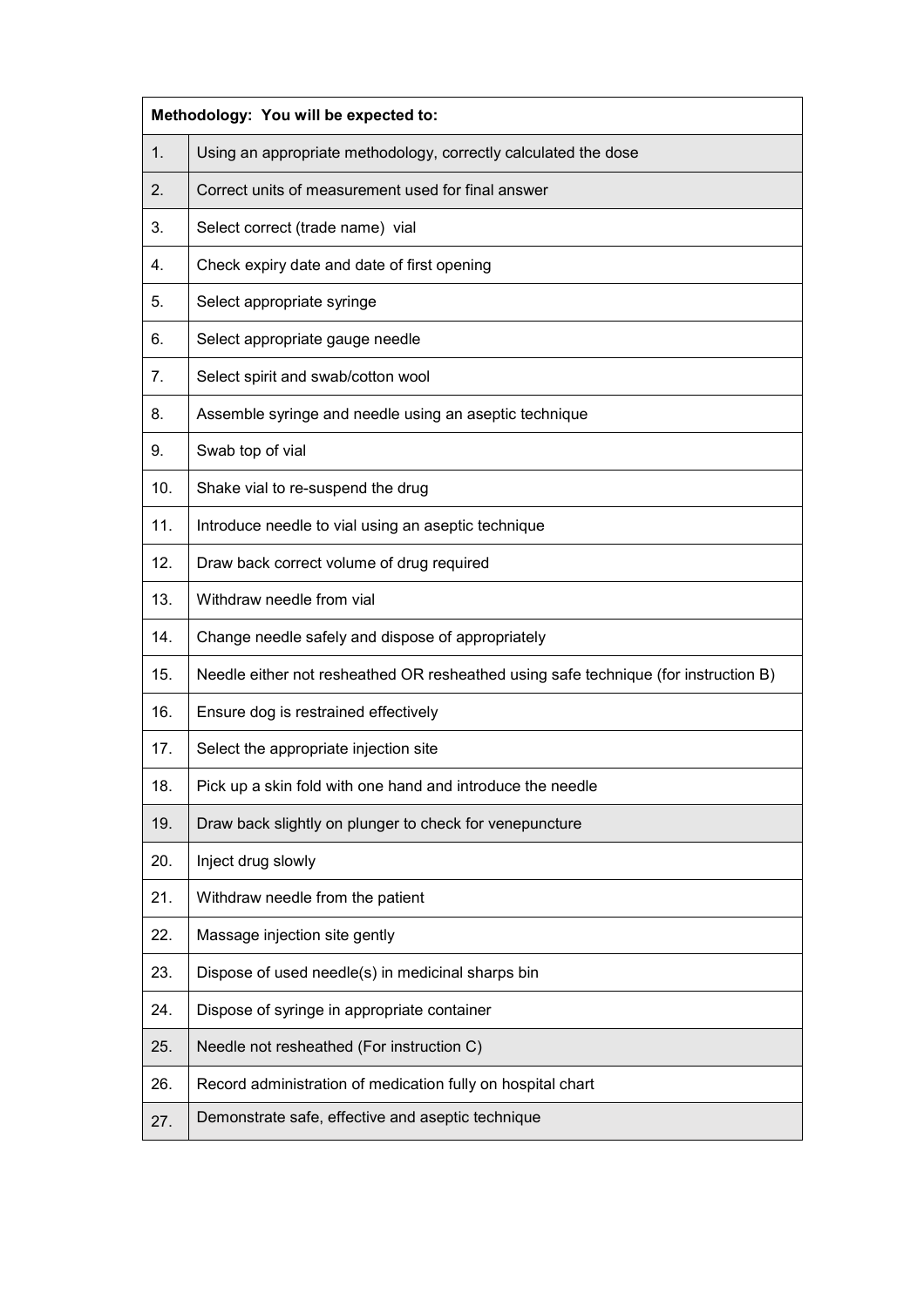| Methodology: You will be expected to: | |
|---|---|
| 1. | Using an appropriate methodology, correctly calculated the dose |
| 2. | Correct units of measurement used for final answer |
| 3. | Select correct (trade name) vial |
| 4. | Check expiry date and date of first opening |
| 5. | Select appropriate syringe |
| 6. | Select appropriate gauge needle |
| 7. | Select spirit and swab/cotton wool |
| 8. | Assemble syringe and needle using an aseptic technique |
| 9. | Swab top of vial |
| 10. | Shake vial to re-suspend the drug |
| 11. | Introduce needle to vial using an aseptic technique |
| 12. | Draw back correct volume of drug required |
| 13. | Withdraw needle from vial |
| 14. | Change needle safely and dispose of appropriately |
| 15. | Needle either not resheathed OR resheathed using safe technique (for instruction B) |
| 16. | Ensure dog is restrained effectively |
| 17. | Select the appropriate injection site |
| 18. | Pick up a skin fold with one hand and introduce the needle |
| 19. | Draw back slightly on plunger to check for venepuncture |
| 20. | Inject drug slowly |
| 21. | Withdraw needle from the patient |
| 22. | Massage injection site gently |
| 23. | Dispose of used needle(s) in medicinal sharps bin |
| 24. | Dispose of syringe in appropriate container |
| 25. | Needle not resheathed (For instruction C) |
| 26. | Record administration of medication fully on hospital chart |
| 27. | Demonstrate safe, effective and aseptic technique |